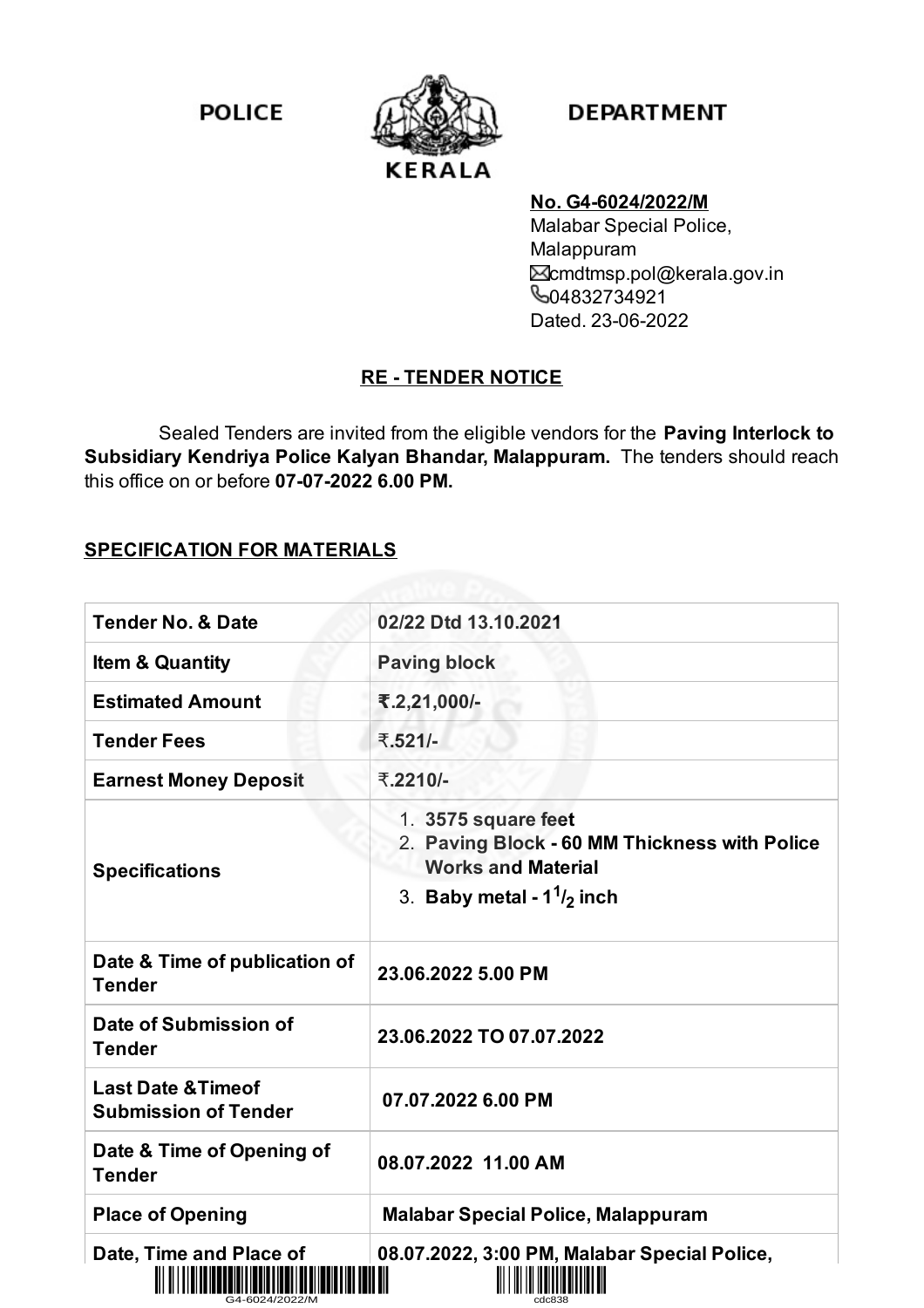POLICE DEPARTMENT

KERALA

**No. G4-6024/2022/M**
Malabar Special Police,
Malappuram
cmdtmsp.pol@kerala.gov.in
04832734921
Dated. 23-06-2022

## RE - TENDER NOTICE

Sealed Tenders are invited from the eligible vendors for the **Paving Interlock to Subsidiary Kendriya Police Kalyan Bhandar, Malappuram.** The tenders should reach this office on or before **07-07-2022 6.00 PM.**

### SPECIFICATION FOR MATERIALS

| | |
|---|---|
| **Tender No. & Date** | **02/22 Dtd 13.10.2021** |
| **Item & Quantity** | **Paving block** |
| **Estimated Amount** | **₹.2,21,000/-** |
| **Tender Fees** | **₹.521/-** |
| **Earnest Money Deposit** | **₹.2210/-** |
| **Specifications** | 1. **3575 square feet** 2. **Paving Block - 60 MM Thickness with Police Works and Material** 3. **Baby metal - $1^{1}/_{2}$ inch** |
| **Date & Time of publication of Tender** | **23.06.2022 5.00 PM** |
| **Date of Submission of Tender** | **23.06.2022 TO 07.07.2022** |
| **Last Date &Timeof Submission of Tender** | **07.07.2022 6.00 PM** |
| **Date & Time of Opening of Tender** | **08.07.2022 11.00 AM** |
| **Place of Opening** | **Malabar Special Police, Malappuram** |
| **Date, Time and Place of** | **08.07.2022, 3:00 PM, Malabar Special Police,** |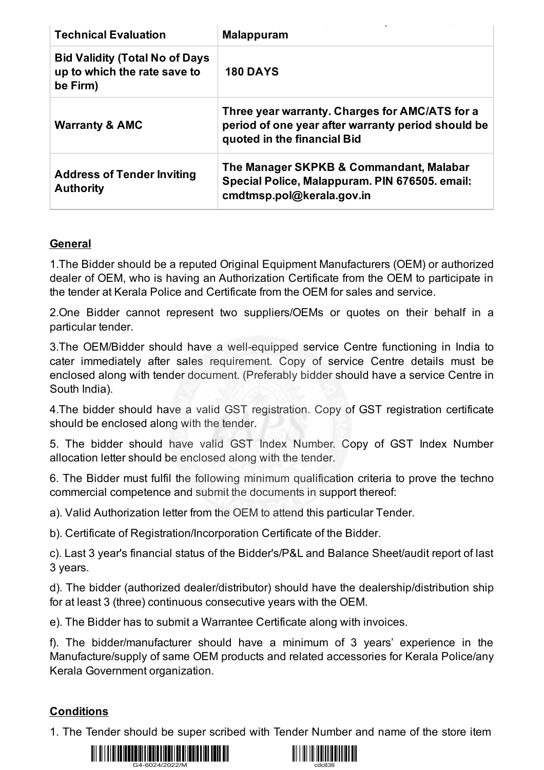| | |
|---|---|
| **Technical Evaluation** | **Malappuram** |
| **Bid Validity (Total No of Days up to which the rate save to be Firm)** | **180 DAYS** |
| **Warranty & AMC** | **Three year warranty. Charges for AMC/ATS for a period of one year after warranty period should be quoted in the financial Bid** |
| **Address of Tender Inviting Authority** | **The Manager SKPKB & Commandant, Malabar Special Police, Malappuram. PIN 676505. email: cmdtmsp.pol@kerala.gov.in** |

## General

1.The Bidder should be a reputed Original Equipment Manufacturers (OEM) or authorized dealer of OEM, who is having an Authorization Certificate from the OEM to participate in the tender at Kerala Police and Certificate from the OEM for sales and service.

2.One Bidder cannot represent two suppliers/OEMs or quotes on their behalf in a particular tender.

3.The OEM/Bidder should have a well-equipped service Centre functioning in India to cater immediately after sales requirement. Copy of service Centre details must be enclosed along with tender document. (Preferably bidder should have a service Centre in South India).

4.The bidder should have a valid GST registration. Copy of GST registration certificate should be enclosed along with the tender.

5. The bidder should have valid GST Index Number. Copy of GST Index Number allocation letter should be enclosed along with the tender.

6. The Bidder must fulfil the following minimum qualification criteria to prove the techno commercial competence and submit the documents in support thereof:

a). Valid Authorization letter from the OEM to attend this particular Tender.

b). Certificate of Registration/Incorporation Certificate of the Bidder.

c). Last 3 year's financial status of the Bidder's/P&L and Balance Sheet/audit report of last 3 years.

d). The bidder (authorized dealer/distributor) should have the dealership/distribution ship for at least 3 (three) continuous consecutive years with the OEM.

e). The Bidder has to submit a Warrantee Certificate along with invoices.

f). The bidder/manufacturer should have a minimum of 3 years' experience in the Manufacture/supply of same OEM products and related accessories for Kerala Police/any Kerala Government organization.

## Conditions

1. The Tender should be super scribed with Tender Number and name of the store item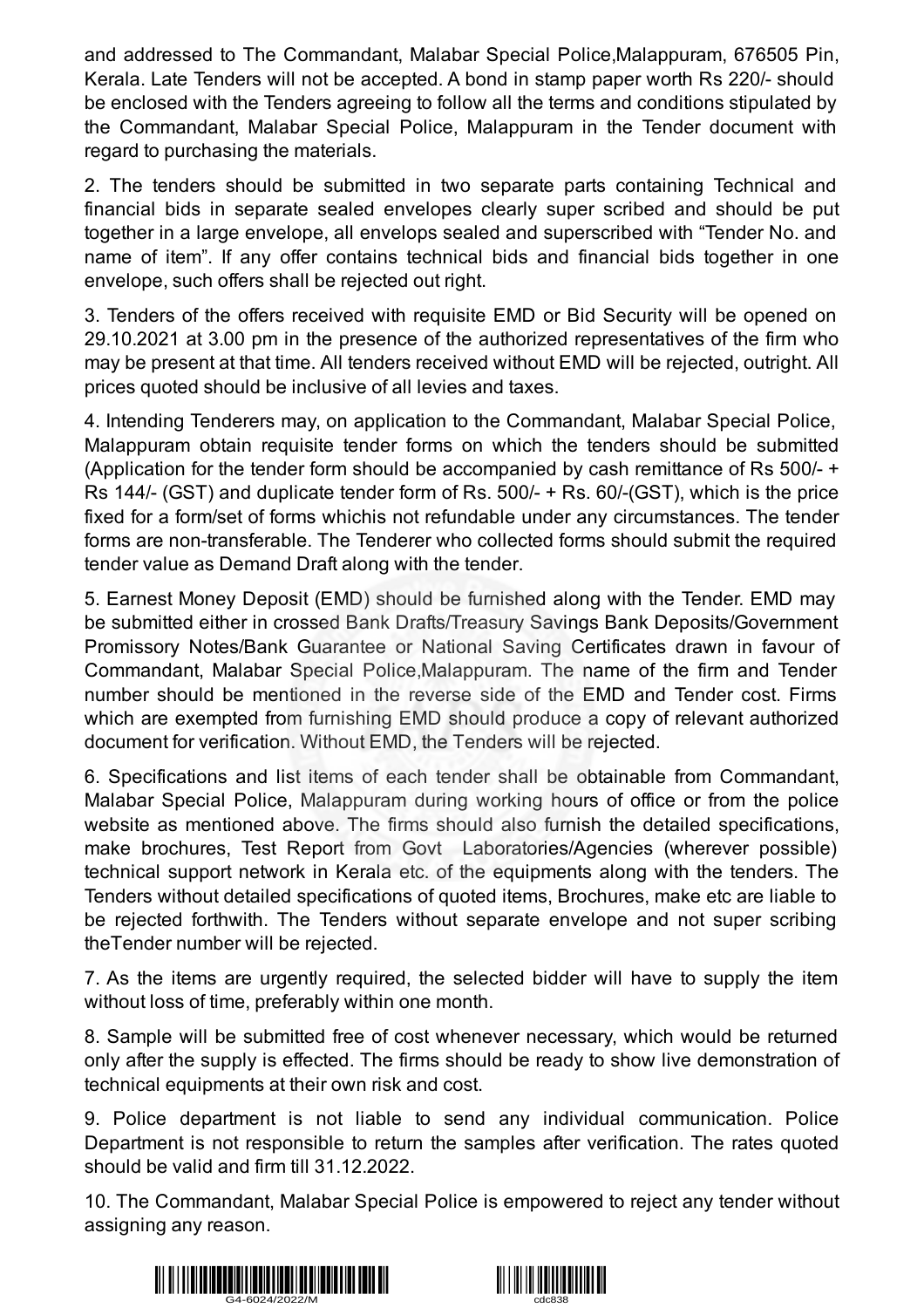and addressed to The Commandant, Malabar Special Police,Malappuram, 676505 Pin, Kerala. Late Tenders will not be accepted. A bond in stamp paper worth Rs 220/- should be enclosed with the Tenders agreeing to follow all the terms and conditions stipulated by the Commandant, Malabar Special Police, Malappuram in the Tender document with regard to purchasing the materials.

2. The tenders should be submitted in two separate parts containing Technical and financial bids in separate sealed envelopes clearly super scribed and should be put together in a large envelope, all envelops sealed and superscribed with "Tender No. and name of item". If any offer contains technical bids and financial bids together in one envelope, such offers shall be rejected out right.

3. Tenders of the offers received with requisite EMD or Bid Security will be opened on 29.10.2021 at 3.00 pm in the presence of the authorized representatives of the firm who may be present at that time. All tenders received without EMD will be rejected, outright. All prices quoted should be inclusive of all levies and taxes.

4. Intending Tenderers may, on application to the Commandant, Malabar Special Police, Malappuram obtain requisite tender forms on which the tenders should be submitted (Application for the tender form should be accompanied by cash remittance of Rs 500/- + Rs 144/- (GST) and duplicate tender form of Rs. 500/- + Rs. 60/-(GST), which is the price fixed for a form/set of forms whichis not refundable under any circumstances. The tender forms are non-transferable. The Tenderer who collected forms should submit the required tender value as Demand Draft along with the tender.

5. Earnest Money Deposit (EMD) should be furnished along with the Tender. EMD may be submitted either in crossed Bank Drafts/Treasury Savings Bank Deposits/Government Promissory Notes/Bank Guarantee or National Saving Certificates drawn in favour of Commandant, Malabar Special Police,Malappuram. The name of the firm and Tender number should be mentioned in the reverse side of the EMD and Tender cost. Firms which are exempted from furnishing EMD should produce a copy of relevant authorized document for verification. Without EMD, the Tenders will be rejected.

6. Specifications and list items of each tender shall be obtainable from Commandant, Malabar Special Police, Malappuram during working hours of office or from the police website as mentioned above. The firms should also furnish the detailed specifications, make brochures, Test Report from Govt Laboratories/Agencies (wherever possible) technical support network in Kerala etc. of the equipments along with the tenders. The Tenders without detailed specifications of quoted items, Brochures, make etc are liable to be rejected forthwith. The Tenders without separate envelope and not super scribing theTender number will be rejected.

7. As the items are urgently required, the selected bidder will have to supply the item without loss of time, preferably within one month.

8. Sample will be submitted free of cost whenever necessary, which would be returned only after the supply is effected. The firms should be ready to show live demonstration of technical equipments at their own risk and cost.

9. Police department is not liable to send any individual communication. Police Department is not responsible to return the samples after verification. The rates quoted should be valid and firm till 31.12.2022.

10. The Commandant, Malabar Special Police is empowered to reject any tender without assigning any reason.

G4-6024/2022/M cdc838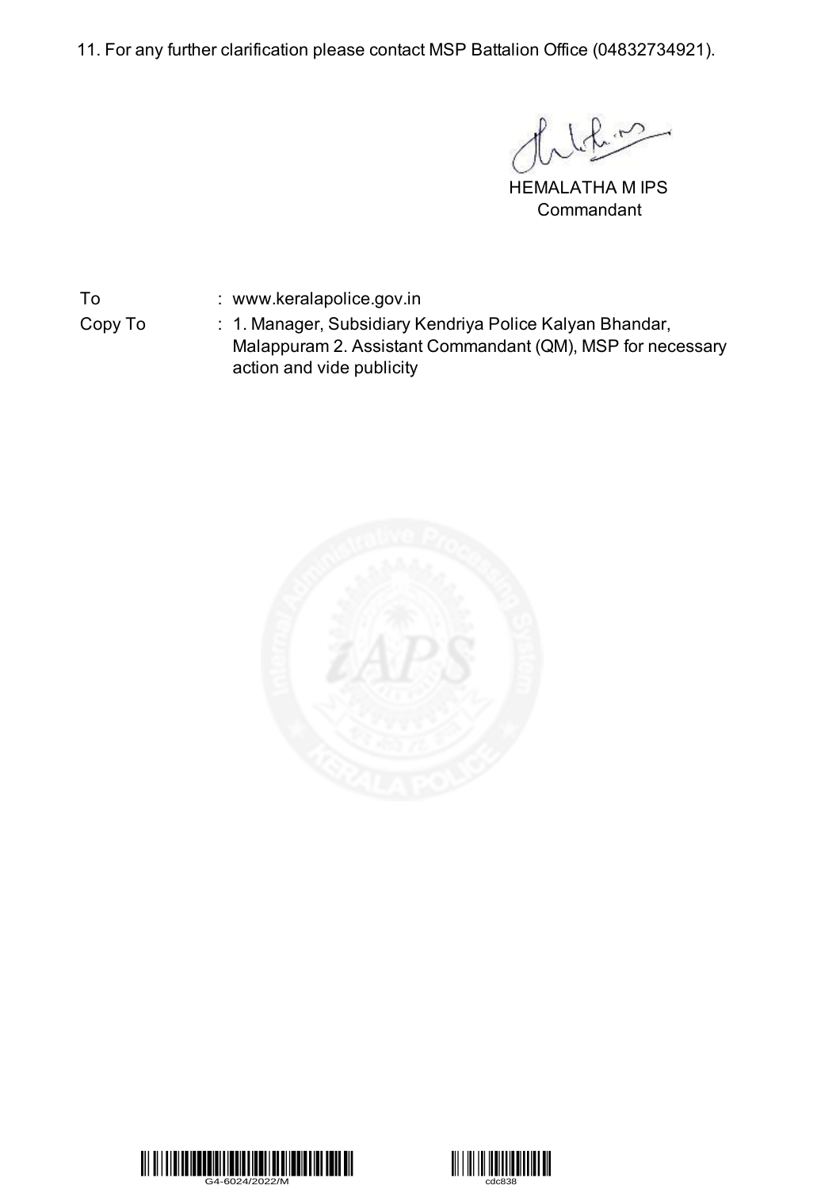11. For any further clarification please contact MSP Battalion Office (04832734921).

HEMALATHA M IPS
Commandant

| | | |
|---|---|---|
| To | : | www.keralapolice.gov.in |
| Copy To | : | 1. Manager, Subsidiary Kendriya Police Kalyan Bhandar, Malappuram 2. Assistant Commandant (QM), MSP for necessary action and vide publicity |

G4-6024/2022/M

cdc838